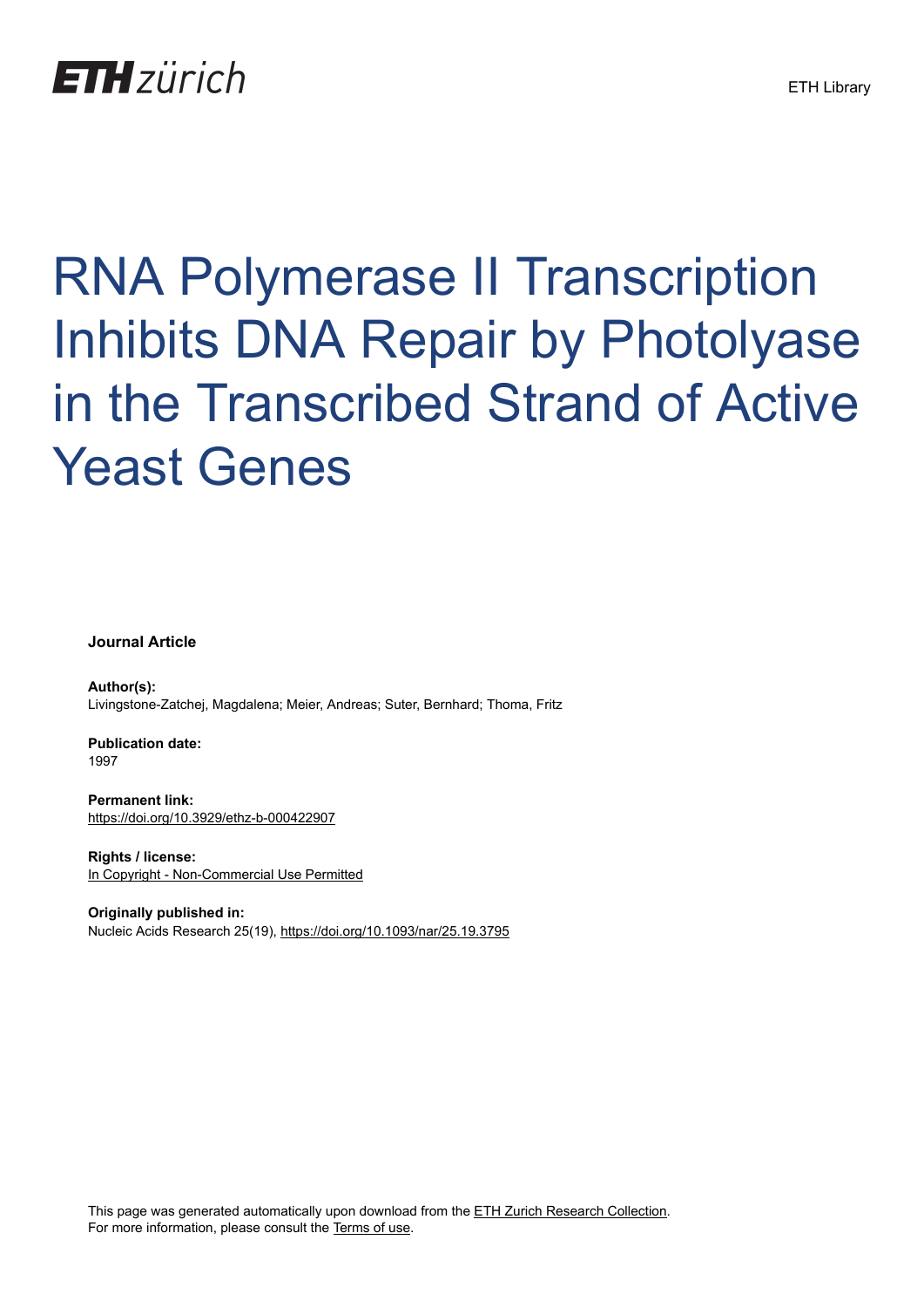# RNA Polymerase II Transcription Inhibits DNA Repair by Photolyase in the Transcribed Strand of Active Yeast Genes

**Journal Article**

**Author(s):**
Livingstone-Zatchej, Magdalena; Meier, Andreas; Suter, Bernhard; Thoma, Fritz

**Publication date:**
1997

**Permanent link:**
https://doi.org/10.3929/ethz-b-000422907

**Rights / license:**
In Copyright - Non-Commercial Use Permitted

**Originally published in:**
Nucleic Acids Research 25(19), https://doi.org/10.1093/nar/25.19.3795

This page was generated automatically upon download from the ETH Zurich Research Collection.
For more information, please consult the Terms of use.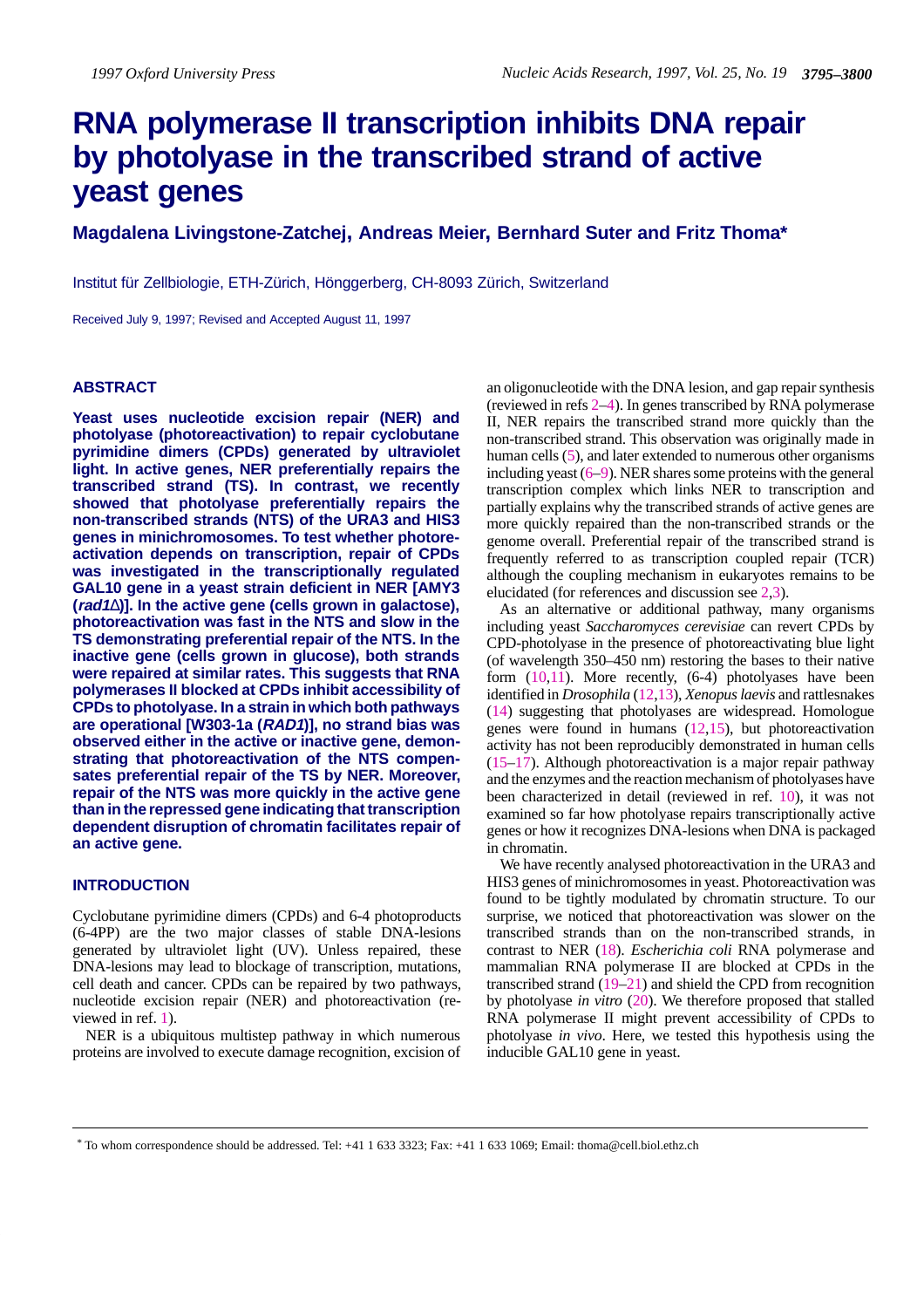# RNA polymerase II transcription inhibits DNA repair by photolyase in the transcribed strand of active yeast genes

**Magdalena Livingstone-Zatchej, Andreas Meier, Bernhard Suter and Fritz Thoma***

Institut für Zellbiologie, ETH-Zürich, Hönggerberg, CH-8093 Zürich, Switzerland

Received July 9, 1997; Revised and Accepted August 11, 1997

## ABSTRACT

**Yeast uses nucleotide excision repair (NER) and photolyase (photoreactivation) to repair cyclobutane pyrimidine dimers (CPDs) generated by ultraviolet light. In active genes, NER preferentially repairs the transcribed strand (TS). In contrast, we recently showed that photolyase preferentially repairs the non-transcribed strands (NTS) of the URA3 and HIS3 genes in minichromosomes. To test whether photoreactivation depends on transcription, repair of CPDs was investigated in the transcriptionally regulated GAL10 gene in a yeast strain deficient in NER [AMY3 (*rad1*Δ)]. In the active gene (cells grown in galactose), photoreactivation was fast in the NTS and slow in the TS demonstrating preferential repair of the NTS. In the inactive gene (cells grown in glucose), both strands were repaired at similar rates. This suggests that RNA polymerases II blocked at CPDs inhibit accessibility of CPDs to photolyase. In a strain in which both pathways are operational [W303-1a (*RAD1*)], no strand bias was observed either in the active or inactive gene, demonstrating that photoreactivation of the NTS compensates preferential repair of the TS by NER. Moreover, repair of the NTS was more quickly in the active gene than in the repressed gene indicating that transcription dependent disruption of chromatin facilitates repair of an active gene.**

## INTRODUCTION

Cyclobutane pyrimidine dimers (CPDs) and 6-4 photoproducts (6-4PP) are the two major classes of stable DNA-lesions generated by ultraviolet light (UV). Unless repaired, these DNA-lesions may lead to blockage of transcription, mutations, cell death and cancer. CPDs can be repaired by two pathways, nucleotide excision repair (NER) and photoreactivation (reviewed in ref. 1).

NER is a ubiquitous multistep pathway in which numerous proteins are involved to execute damage recognition, excision of an oligonucleotide with the DNA lesion, and gap repair synthesis (reviewed in refs 2–4). In genes transcribed by RNA polymerase II, NER repairs the transcribed strand more quickly than the non-transcribed strand. This observation was originally made in human cells (5), and later extended to numerous other organisms including yeast (6–9). NER shares some proteins with the general transcription complex which links NER to transcription and partially explains why the transcribed strands of active genes are more quickly repaired than the non-transcribed strands or the genome overall. Preferential repair of the transcribed strand is frequently referred to as transcription coupled repair (TCR) although the coupling mechanism in eukaryotes remains to be elucidated (for references and discussion see 2,3).

As an alternative or additional pathway, many organisms including yeast *Saccharomyces cerevisiae* can revert CPDs by CPD-photolyase in the presence of photoreactivating blue light (of wavelength 350–450 nm) restoring the bases to their native form (10,11). More recently, (6-4) photolyases have been identified in *Drosophila* (12,13), *Xenopus laevis* and rattlesnakes (14) suggesting that photolyases are widespread. Homologue genes were found in humans (12,15), but photoreactivation activity has not been reproducibly demonstrated in human cells (15–17). Although photoreactivation is a major repair pathway and the enzymes and the reaction mechanism of photolyases have been characterized in detail (reviewed in ref. 10), it was not examined so far how photolyase repairs transcriptionally active genes or how it recognizes DNA-lesions when DNA is packaged in chromatin.

We have recently analysed photoreactivation in the URA3 and HIS3 genes of minichromosomes in yeast. Photoreactivation was found to be tightly modulated by chromatin structure. To our surprise, we noticed that photoreactivation was slower on the transcribed strands than on the non-transcribed strands, in contrast to NER (18). *Escherichia coli* RNA polymerase and mammalian RNA polymerase II are blocked at CPDs in the transcribed strand (19–21) and shield the CPD from recognition by photolyase *in vitro* (20). We therefore proposed that stalled RNA polymerase II might prevent accessibility of CPDs to photolyase *in vivo*. Here, we tested this hypothesis using the inducible GAL10 gene in yeast.

* To whom correspondence should be addressed. Tel: +41 1 633 3323; Fax: +41 1 633 1069; Email: thoma@cell.biol.ethz.ch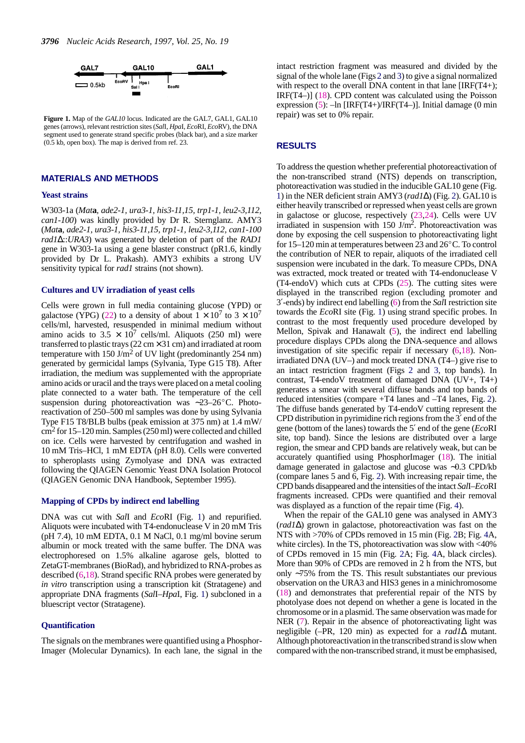**Figure 1.** Map of the *GAL10* locus. Indicated are the GAL7, GAL1, GAL10 genes (arrows), relevant restriction sites (*Sal*I, *Hpa*I, *Eco*RI, *Eco*RV), the DNA segment used to generate strand specific probes (black bar), and a size marker (0.5 kb, open box). The map is derived from ref. 23.

## MATERIALS AND METHODS

### Yeast strains

W303-1a (*Mat***a**, *ade2-1, ura3-1, his3-11,15, trp1-1, leu2-3,112, can1-100*) was kindly provided by Dr R. Sternglanz. AMY3 (*Mat***a**, *ade2-1, ura3-1, his3-11,15, trp1-1, leu2-3,112, can1-100 rad1*Δ*::URA3*) was generated by deletion of part of the *RAD1* gene in W303-1a using a gene blaster construct (pR1.6, kindly provided by Dr L. Prakash). AMY3 exhibits a strong UV sensitivity typical for *rad1* strains (not shown).

### Cultures and UV irradiation of yeast cells

Cells were grown in full media containing glucose (YPD) or galactose (YPG) (22) to a density of about $1 \times 10^7$ to $3 \times 10^7$ cells/ml, harvested, resuspended in minimal medium without amino acids to $3.5 \times 10^7$ cells/ml. Aliquots (250 ml) were transferred to plastic trays (22 cm × 31 cm) and irradiated at room temperature with 150 J/m$^2$ of UV light (predominantly 254 nm) generated by germicidal lamps (Sylvania, Type G15 T8). After irradiation, the medium was supplemented with the appropriate amino acids or uracil and the trays were placed on a metal cooling plate connected to a water bath. The temperature of the cell suspension during photoreactivation was ~23–26°C. Photoreactivation of 250–500 ml samples was done by using Sylvania Type F15 T8/BLB bulbs (peak emission at 375 nm) at 1.4 mW/cm$^2$ for 15–120 min. Samples (250 ml) were collected and chilled on ice. Cells were harvested by centrifugation and washed in 10 mM Tris–HCl, 1 mM EDTA (pH 8.0). Cells were converted to spheroplasts using Zymolyase and DNA was extracted following the QIAGEN Genomic Yeast DNA Isolation Protocol (QIAGEN Genomic DNA Handbook, September 1995).

### Mapping of CPDs by indirect end labelling

DNA was cut with *Sal*I and *Eco*RI (Fig. 1) and repurified. Aliquots were incubated with T4-endonuclease V in 20 mM Tris (pH 7.4), 10 mM EDTA, 0.1 M NaCl, 0.1 mg/ml bovine serum albumin or mock treated with the same buffer. The DNA was electrophoresed on 1.5% alkaline agarose gels, blotted to ZetaGT-membranes (BioRad), and hybridized to RNA-probes as described (6,18). Strand specific RNA probes were generated by *in vitro* transcription using a transcription kit (Stratagene) and appropriate DNA fragments (*Sal*I–*Hpa*I, Fig. 1) subcloned in a bluescript vector (Stratagene).

### Quantification

The signals on the membranes were quantified using a PhosphorImager (Molecular Dynamics). In each lane, the signal in the intact restriction fragment was measured and divided by the signal of the whole lane (Figs 2 and 3) to give a signal normalized with respect to the overall DNA content in that lane [IRF(T4+); IRF(T4–)] (18). CPD content was calculated using the Poisson expression (5): –ln [IRF(T4+)/IRF(T4–)]. Initial damage (0 min repair) was set to 0% repair.

## RESULTS

To address the question whether preferential photoreactivation of the non-transcribed strand (NTS) depends on transcription, photoreactivation was studied in the inducible GAL10 gene (Fig. 1) in the NER deficient strain AMY3 (*rad1*Δ) (Fig. 2). GAL10 is either heavily transcribed or repressed when yeast cells are grown in galactose or glucose, respectively (23,24). Cells were UV irradiated in suspension with 150 J/m$^2$. Photoreactivation was done by exposing the cell suspension to photoreactivating light for 15–120 min at temperatures between 23 and 26°C. To control the contribution of NER to repair, aliquots of the irradiated cell suspension were incubated in the dark. To measure CPDs, DNA was extracted, mock treated or treated with T4-endonuclease V (T4-endoV) which cuts at CPDs (25). The cutting sites were displayed in the transcribed region (excluding promoter and 3′-ends) by indirect end labelling (6) from the *Sal*I restriction site towards the *Eco*RI site (Fig. 1) using strand specific probes. In contrast to the most frequently used procedure developed by Mellon, Spivak and Hanawalt (5), the indirect end labelling procedure displays CPDs along the DNA-sequence and allows investigation of site specific repair if necessary (6,18). Non-irradiated DNA (UV–) and mock treated DNA (T4–) give rise to an intact restriction fragment (Figs 2 and 3, top bands). In contrast, T4-endoV treatment of damaged DNA (UV+, T4+) generates a smear with several diffuse bands and top bands of reduced intensities (compare +T4 lanes and –T4 lanes, Fig. 2). The diffuse bands generated by T4-endoV cutting represent the CPD distribution in pyrimidine rich regions from the 3′ end of the gene (bottom of the lanes) towards the 5′ end of the gene (*Eco*RI site, top band). Since the lesions are distributed over a large region, the smear and CPD bands are relatively weak, but can be accurately quantified using PhosphorImager (18). The initial damage generated in galactose and glucose was ~0.3 CPD/kb (compare lanes 5 and 6, Fig. 2). With increasing repair time, the CPD bands disappeared and the intensities of the intact *Sal*I–*Eco*RI fragments increased. CPDs were quantified and their removal was displayed as a function of the repair time (Fig. 4).

When the repair of the GAL10 gene was analysed in AMY3 (*rad1*Δ) grown in galactose, photoreactivation was fast on the NTS with >70% of CPDs removed in 15 min (Fig. 2B; Fig. 4A, white circles). In the TS, photoreactivation was slow with <40% of CPDs removed in 15 min (Fig. 2A; Fig. 4A, black circles). More than 90% of CPDs are removed in 2 h from the NTS, but only ~75% from the TS. This result substantiates our previous observation on the URA3 and HIS3 genes in a minichromosome (18) and demonstrates that preferential repair of the NTS by photolyase does not depend on whether a gene is located in the chromosome or in a plasmid. The same observation was made for NER (7). Repair in the absence of photoreactivating light was negligible (–PR, 120 min) as expected for a *rad1*Δ mutant. Although photoreactivation in the transcribed strand is slow when compared with the non-transcribed strand, it must be emphasised,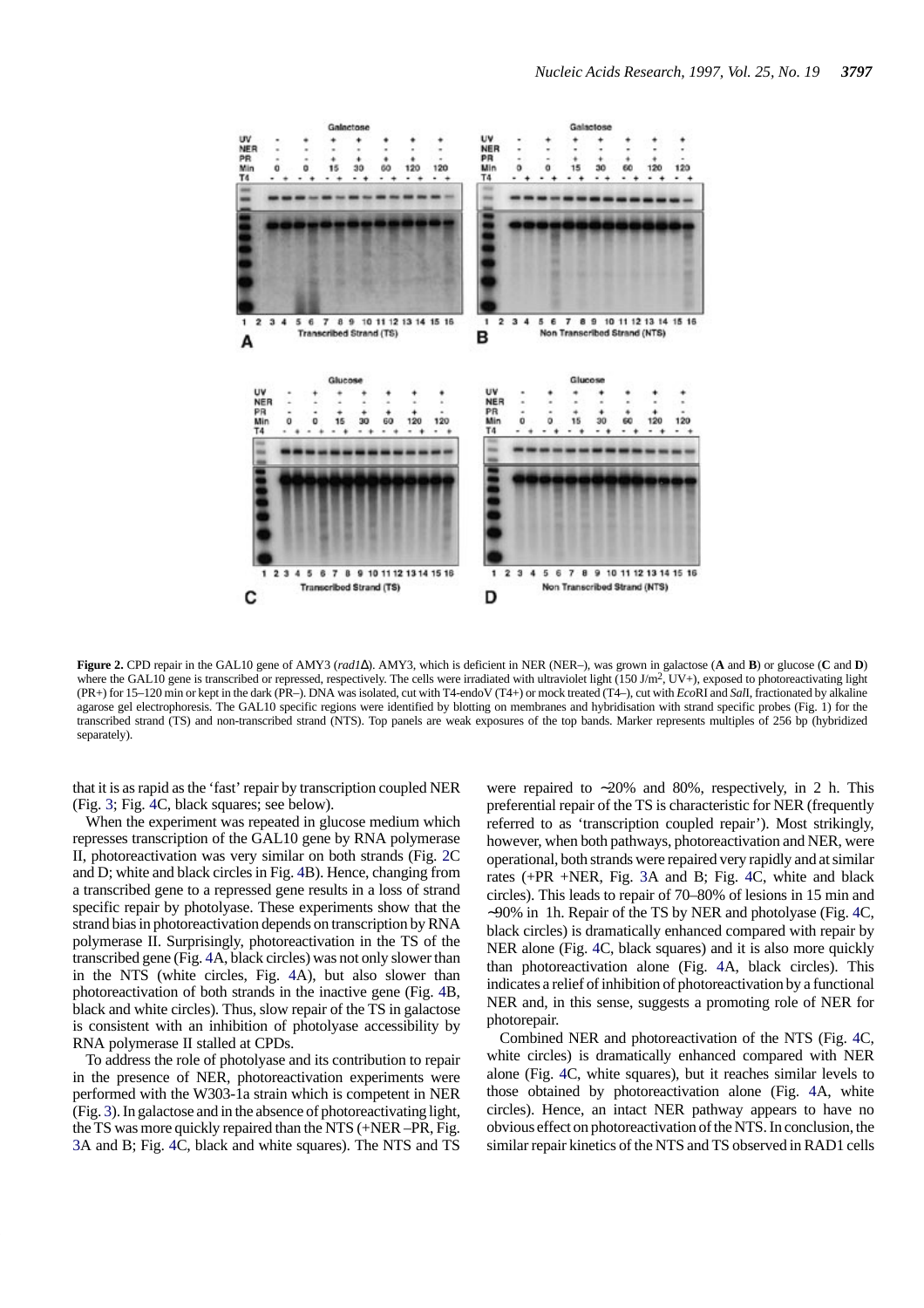**Figure 2.** CPD repair in the GAL10 gene of AMY3 (*rad1*Δ). AMY3, which is deficient in NER (NER–), was grown in galactose (**A** and **B**) or glucose (**C** and **D**) where the GAL10 gene is transcribed or repressed, respectively. The cells were irradiated with ultraviolet light (150 J/m$^2$, UV+), exposed to photoreactivating light (PR+) for 15–120 min or kept in the dark (PR–). DNA was isolated, cut with T4-endoV (T4+) or mock treated (T4–), cut with *Eco*RI and *Sal*I, fractionated by alkaline agarose gel electrophoresis. The GAL10 specific regions were identified by blotting on membranes and hybridisation with strand specific probes (Fig. 1) for the transcribed strand (TS) and non-transcribed strand (NTS). Top panels are weak exposures of the top bands. Marker represents multiples of 256 bp (hybridized separately).

that it is as rapid as the 'fast' repair by transcription coupled NER (Fig. 3; Fig. 4C, black squares; see below).

When the experiment was repeated in glucose medium which represses transcription of the GAL10 gene by RNA polymerase II, photoreactivation was very similar on both strands (Fig. 2C and D; white and black circles in Fig. 4B). Hence, changing from a transcribed gene to a repressed gene results in a loss of strand specific repair by photolyase. These experiments show that the strand bias in photoreactivation depends on transcription by RNA polymerase II. Surprisingly, photoreactivation in the TS of the transcribed gene (Fig. 4A, black circles) was not only slower than in the NTS (white circles, Fig. 4A), but also slower than photoreactivation of both strands in the inactive gene (Fig. 4B, black and white circles). Thus, slow repair of the TS in galactose is consistent with an inhibition of photolyase accessibility by RNA polymerase II stalled at CPDs.

To address the role of photolyase and its contribution to repair in the presence of NER, photoreactivation experiments were performed with the W303-1a strain which is competent in NER (Fig. 3). In galactose and in the absence of photoreactivating light, the TS was more quickly repaired than the NTS (+NER –PR, Fig. 3A and B; Fig. 4C, black and white squares). The NTS and TS were repaired to ~20% and 80%, respectively, in 2 h. This preferential repair of the TS is characteristic for NER (frequently referred to as 'transcription coupled repair'). Most strikingly, however, when both pathways, photoreactivation and NER, were operational, both strands were repaired very rapidly and at similar rates (+PR +NER, Fig. 3A and B; Fig. 4C, white and black circles). This leads to repair of 70–80% of lesions in 15 min and ~90% in 1h. Repair of the TS by NER and photolyase (Fig. 4C, black circles) is dramatically enhanced compared with repair by NER alone (Fig. 4C, black squares) and it is also more quickly than photoreactivation alone (Fig. 4A, black circles). This indicates a relief of inhibition of photoreactivation by a functional NER and, in this sense, suggests a promoting role of NER for photorepair.

Combined NER and photoreactivation of the NTS (Fig. 4C, white circles) is dramatically enhanced compared with NER alone (Fig. 4C, white squares), but it reaches similar levels to those obtained by photoreactivation alone (Fig. 4A, white circles). Hence, an intact NER pathway appears to have no obvious effect on photoreactivation of the NTS. In conclusion, the similar repair kinetics of the NTS and TS observed in RAD1 cells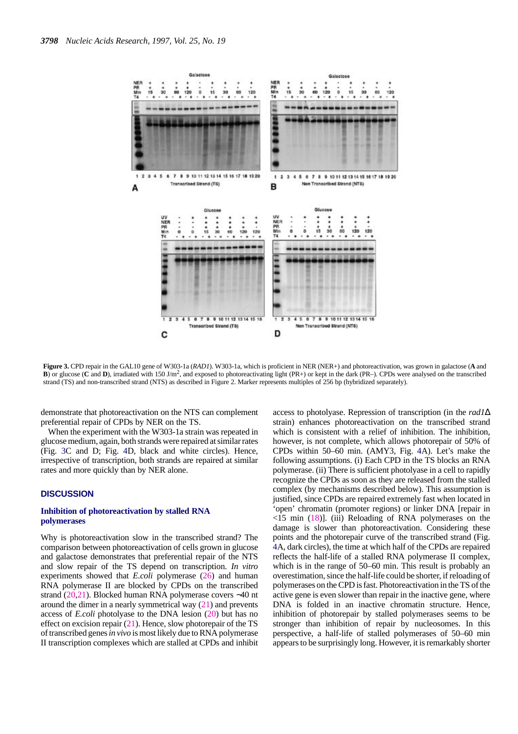**Figure 3.** CPD repair in the GAL10 gene of W303-1a (*RAD1*). W303-1a, which is proficient in NER (NER+) and photoreactivation, was grown in galactose (**A** and **B**) or glucose (**C** and **D**), irradiated with 150 J/m$^2$, and exposed to photoreactivating light (PR+) or kept in the dark (PR–). CPDs were analysed on the transcribed strand (TS) and non-transcribed strand (NTS) as described in Figure 2. Marker represents multiples of 256 bp (hybridized separately).

demonstrate that photoreactivation on the NTS can complement preferential repair of CPDs by NER on the TS.

When the experiment with the W303-1a strain was repeated in glucose medium, again, both strands were repaired at similar rates (Fig. 3C and D; Fig. 4D, black and white circles). Hence, irrespective of transcription, both strands are repaired at similar rates and more quickly than by NER alone.

## DISCUSSION

### Inhibition of photoreactivation by stalled RNA polymerases

Why is photoreactivation slow in the transcribed strand? The comparison between photoreactivation of cells grown in glucose and galactose demonstrates that preferential repair of the NTS and slow repair of the TS depend on transcription. *In vitro* experiments showed that *E.coli* polymerase (26) and human RNA polymerase II are blocked by CPDs on the transcribed strand (20,21). Blocked human RNA polymerase covers ~40 nt around the dimer in a nearly symmetrical way (21) and prevents access of *E.coli* photolyase to the DNA lesion (20) but has no effect on excision repair (21). Hence, slow photorepair of the TS of transcribed genes *in vivo* is most likely due to RNA polymerase II transcription complexes which are stalled at CPDs and inhibit access to photolyase. Repression of transcription (in the *rad1*Δ strain) enhances photoreactivation on the transcribed strand which is consistent with a relief of inhibition. The inhibition, however, is not complete, which allows photorepair of 50% of CPDs within 50–60 min. (AMY3, Fig. 4A). Let's make the following assumptions. (i) Each CPD in the TS blocks an RNA polymerase. (ii) There is sufficient photolyase in a cell to rapidly recognize the CPDs as soon as they are released from the stalled complex (by mechanisms described below). This assumption is justified, since CPDs are repaired extremely fast when located in 'open' chromatin (promoter regions) or linker DNA [repair in <15 min (18)]. (iii) Reloading of RNA polymerases on the damage is slower than photoreactivation. Considering these points and the photorepair curve of the transcribed strand (Fig. 4A, dark circles), the time at which half of the CPDs are repaired reflects the half-life of a stalled RNA polymerase II complex, which is in the range of 50–60 min. This result is probably an overestimation, since the half-life could be shorter, if reloading of polymerases on the CPD is fast. Photoreactivation in the TS of the active gene is even slower than repair in the inactive gene, where DNA is folded in an inactive chromatin structure. Hence, inhibition of photorepair by stalled polymerases seems to be stronger than inhibition of repair by nucleosomes. In this perspective, a half-life of stalled polymerases of 50–60 min appears to be surprisingly long. However, it is remarkably shorter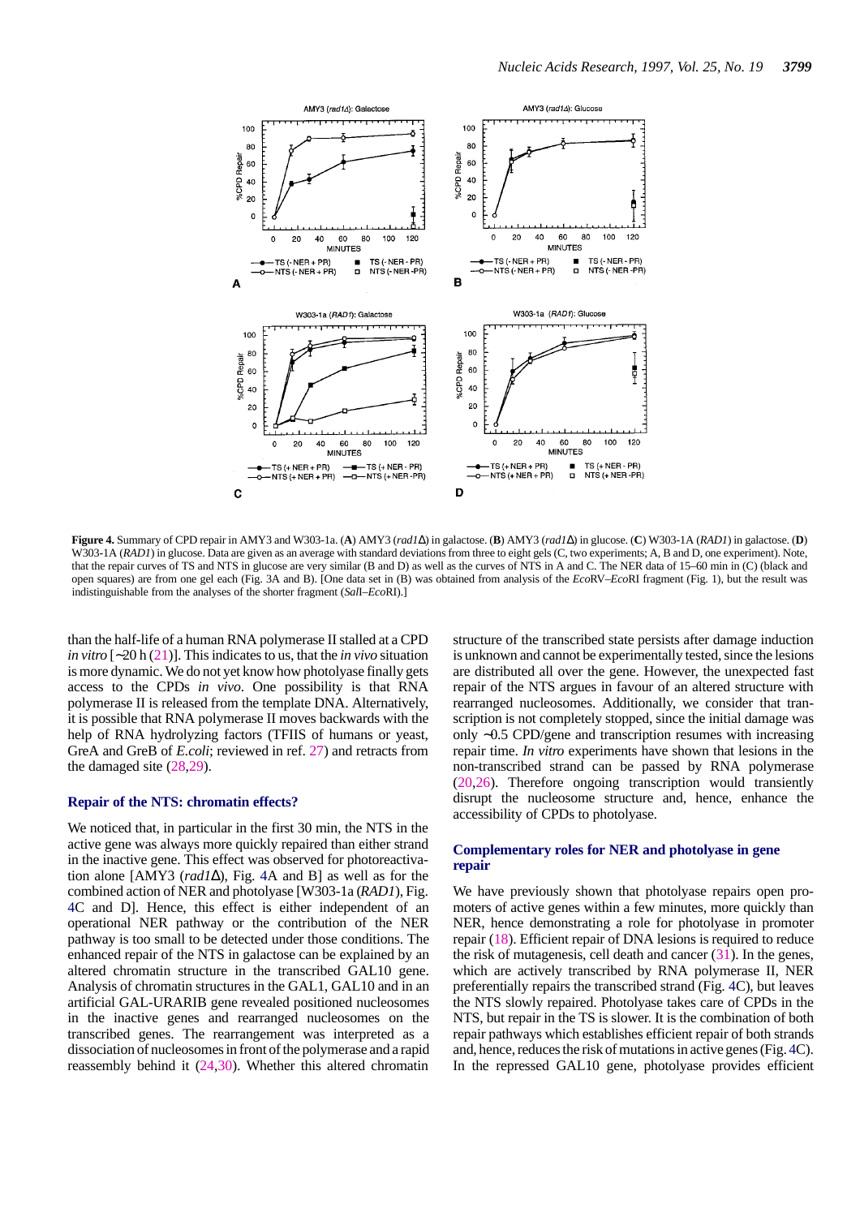**Figure 4.** Summary of CPD repair in AMY3 and W303-1a. (**A**) AMY3 (*rad1*Δ) in galactose. (**B**) AMY3 (*rad1*Δ) in glucose. (**C**) W303-1A (*RAD1*) in galactose. (**D**) W303-1A (*RAD1*) in glucose. Data are given as an average with standard deviations from three to eight gels (C, two experiments; A, B and D, one experiment). Note, that the repair curves of TS and NTS in glucose are very similar (B and D) as well as the curves of NTS in A and C. The NER data of 15–60 min in (C) (black and open squares) are from one gel each (Fig. 3A and B). [One data set in (B) was obtained from analysis of the *Eco*RV–*Eco*RI fragment (Fig. 1), but the result was indistinguishable from the analyses of the shorter fragment (*Sal*I–*Eco*RI).]

than the half-life of a human RNA polymerase II stalled at a CPD *in vitro* [~20 h (21)]. This indicates to us, that the *in vivo* situation is more dynamic. We do not yet know how photolyase finally gets access to the CPDs *in vivo*. One possibility is that RNA polymerase II is released from the template DNA. Alternatively, it is possible that RNA polymerase II moves backwards with the help of RNA hydrolyzing factors (TFIIS of humans or yeast, GreA and GreB of *E.coli*; reviewed in ref. 27) and retracts from the damaged site (28,29).

### Repair of the NTS: chromatin effects?

We noticed that, in particular in the first 30 min, the NTS in the active gene was always more quickly repaired than either strand in the inactive gene. This effect was observed for photoreactivation alone [AMY3 (*rad1*Δ), Fig. 4A and B] as well as for the combined action of NER and photolyase [W303-1a (*RAD1*), Fig. 4C and D]. Hence, this effect is either independent of an operational NER pathway or the contribution of the NER pathway is too small to be detected under those conditions. The enhanced repair of the NTS in galactose can be explained by an altered chromatin structure in the transcribed GAL10 gene. Analysis of chromatin structures in the GAL1, GAL10 and in an artificial GAL-URARIB gene revealed positioned nucleosomes in the inactive genes and rearranged nucleosomes on the transcribed genes. The rearrangement was interpreted as a dissociation of nucleosomes in front of the polymerase and a rapid reassembly behind it (24,30). Whether this altered chromatin structure of the transcribed state persists after damage induction is unknown and cannot be experimentally tested, since the lesions are distributed all over the gene. However, the unexpected fast repair of the NTS argues in favour of an altered structure with rearranged nucleosomes. Additionally, we consider that transcription is not completely stopped, since the initial damage was only ~0.5 CPD/gene and transcription resumes with increasing repair time. *In vitro* experiments have shown that lesions in the non-transcribed strand can be passed by RNA polymerase (20,26). Therefore ongoing transcription would transiently disrupt the nucleosome structure and, hence, enhance the accessibility of CPDs to photolyase.

### Complementary roles for NER and photolyase in gene repair

We have previously shown that photolyase repairs open promoters of active genes within a few minutes, more quickly than NER, hence demonstrating a role for photolyase in promoter repair (18). Efficient repair of DNA lesions is required to reduce the risk of mutagenesis, cell death and cancer (31). In the genes, which are actively transcribed by RNA polymerase II, NER preferentially repairs the transcribed strand (Fig. 4C), but leaves the NTS slowly repaired. Photolyase takes care of CPDs in the NTS, but repair in the TS is slower. It is the combination of both repair pathways which establishes efficient repair of both strands and, hence, reduces the risk of mutations in active genes (Fig. 4C). In the repressed GAL10 gene, photolyase provides efficient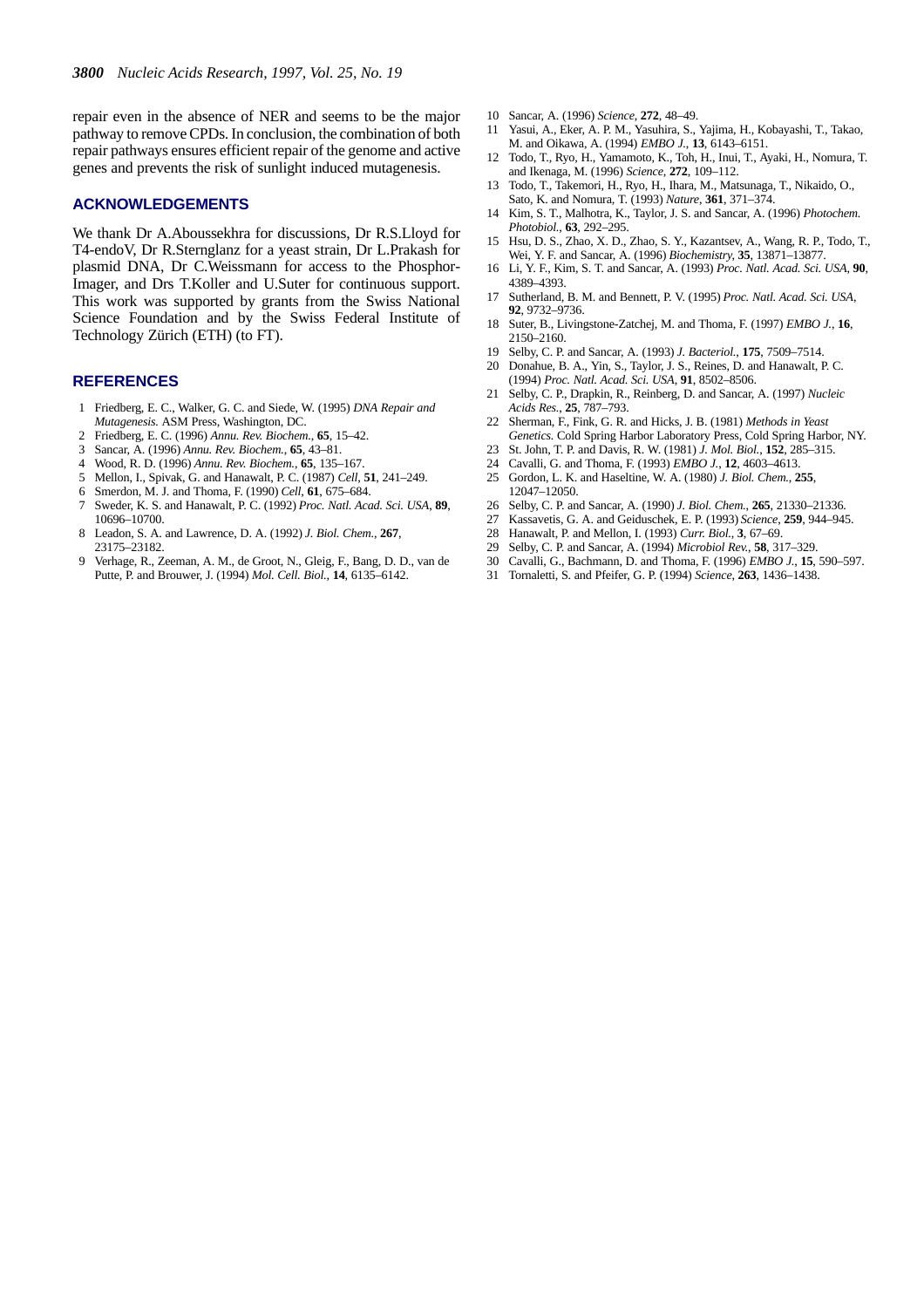repair even in the absence of NER and seems to be the major pathway to remove CPDs. In conclusion, the combination of both repair pathways ensures efficient repair of the genome and active genes and prevents the risk of sunlight induced mutagenesis.

## ACKNOWLEDGEMENTS

We thank Dr A.Aboussekhra for discussions, Dr R.S.Lloyd for T4-endoV, Dr R.Sternglanz for a yeast strain, Dr L.Prakash for plasmid DNA, Dr C.Weissmann for access to the PhosphorImager, and Drs T.Koller and U.Suter for continuous support. This work was supported by grants from the Swiss National Science Foundation and by the Swiss Federal Institute of Technology Zürich (ETH) (to FT).

## REFERENCES

1. Friedberg, E. C., Walker, G. C. and Siede, W. (1995) *DNA Repair and Mutagenesis.* ASM Press, Washington, DC.
2. Friedberg, E. C. (1996) *Annu. Rev. Biochem.*, **65**, 15–42.
3. Sancar, A. (1996) *Annu. Rev. Biochem.*, **65**, 43–81.
4. Wood, R. D. (1996) *Annu. Rev. Biochem.*, **65**, 135–167.
5. Mellon, I., Spivak, G. and Hanawalt, P. C. (1987) *Cell*, **51**, 241–249.
6. Smerdon, M. J. and Thoma, F. (1990) *Cell*, **61**, 675–684.
7. Sweder, K. S. and Hanawalt, P. C. (1992) *Proc. Natl. Acad. Sci. USA*, **89**, 10696–10700.
8. Leadon, S. A. and Lawrence, D. A. (1992) *J. Biol. Chem.*, **267**, 23175–23182.
9. Verhage, R., Zeeman, A. M., de Groot, N., Gleig, F., Bang, D. D., van de Putte, P. and Brouwer, J. (1994) *Mol. Cell. Biol.*, **14**, 6135–6142.
10. Sancar, A. (1996) *Science*, **272**, 48–49.
11. Yasui, A., Eker, A. P. M., Yasuhira, S., Yajima, H., Kobayashi, T., Takao, M. and Oikawa, A. (1994) *EMBO J.*, **13**, 6143–6151.
12. Todo, T., Ryo, H., Yamamoto, K., Toh, H., Inui, T., Ayaki, H., Nomura, T. and Ikenaga, M. (1996) *Science*, **272**, 109–112.
13. Todo, T., Takemori, H., Ryo, H., Ihara, M., Matsunaga, T., Nikaido, O., Sato, K. and Nomura, T. (1993) *Nature*, **361**, 371–374.
14. Kim, S. T., Malhotra, K., Taylor, J. S. and Sancar, A. (1996) *Photochem. Photobiol.*, **63**, 292–295.
15. Hsu, D. S., Zhao, X. D., Zhao, S. Y., Kazantsev, A., Wang, R. P., Todo, T., Wei, Y. F. and Sancar, A. (1996) *Biochemistry*, **35**, 13871–13877.
16. Li, Y. F., Kim, S. T. and Sancar, A. (1993) *Proc. Natl. Acad. Sci. USA*, **90**, 4389–4393.
17. Sutherland, B. M. and Bennett, P. V. (1995) *Proc. Natl. Acad. Sci. USA*, **92**, 9732–9736.
18. Suter, B., Livingstone-Zatchej, M. and Thoma, F. (1997) *EMBO J.*, **16**, 2150–2160.
19. Selby, C. P. and Sancar, A. (1993) *J. Bacteriol.*, **175**, 7509–7514.
20. Donahue, B. A., Yin, S., Taylor, J. S., Reines, D. and Hanawalt, P. C. (1994) *Proc. Natl. Acad. Sci. USA*, **91**, 8502–8506.
21. Selby, C. P., Drapkin, R., Reinberg, D. and Sancar, A. (1997) *Nucleic Acids Res.*, **25**, 787–793.
22. Sherman, F., Fink, G. R. and Hicks, J. B. (1981) *Methods in Yeast Genetics.* Cold Spring Harbor Laboratory Press, Cold Spring Harbor, NY.
23. St. John, T. P. and Davis, R. W. (1981) *J. Mol. Biol.*, **152**, 285–315.
24. Cavalli, G. and Thoma, F. (1993) *EMBO J.*, **12**, 4603–4613.
25. Gordon, L. K. and Haseltine, W. A. (1980) *J. Biol. Chem.*, **255**, 12047–12050.
26. Selby, C. P. and Sancar, A. (1990) *J. Biol. Chem.*, **265**, 21330–21336.
27. Kassavetis, G. A. and Geiduschek, E. P. (1993) *Science*, **259**, 944–945.
28. Hanawalt, P. and Mellon, I. (1993) *Curr. Biol.*, **3**, 67–69.
29. Selby, C. P. and Sancar, A. (1994) *Microbiol Rev.*, **58**, 317–329.
30. Cavalli, G., Bachmann, D. and Thoma, F. (1996) *EMBO J.*, **15**, 590–597.
31. Tornaletti, S. and Pfeifer, G. P. (1994) *Science*, **263**, 1436–1438.